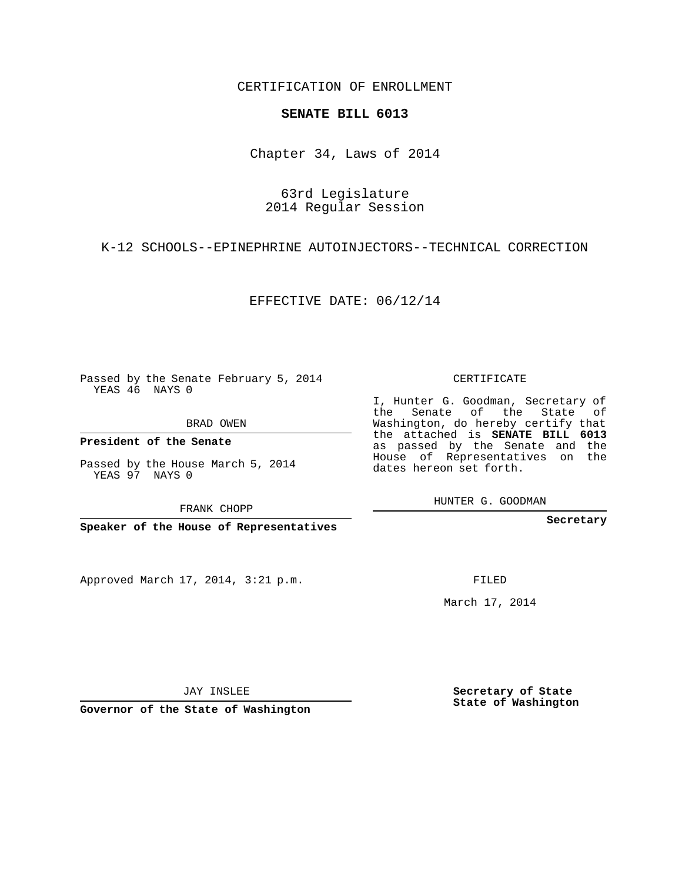CERTIFICATION OF ENROLLMENT

**SENATE BILL 6013**

Chapter 34, Laws of 2014

63rd Legislature
2014 Regular Session

K-12 SCHOOLS--EPINEPHRINE AUTOINJECTORS--TECHNICAL CORRECTION

EFFECTIVE DATE: 06/12/14

Passed by the Senate February 5, 2014
YEAS 46 NAYS 0

BRAD OWEN

**President of the Senate**

Passed by the House March 5, 2014
YEAS 97 NAYS 0

FRANK CHOPP

**Speaker of the House of Representatives**

CERTIFICATE

I, Hunter G. Goodman, Secretary of the Senate of the State of Washington, do hereby certify that the attached is **SENATE BILL 6013** as passed by the Senate and the House of Representatives on the dates hereon set forth.

HUNTER G. GOODMAN

**Secretary**

Approved March 17, 2014, 3:21 p.m.

FILED

March 17, 2014

JAY INSLEE

**Governor of the State of Washington**

**Secretary of State**
**State of Washington**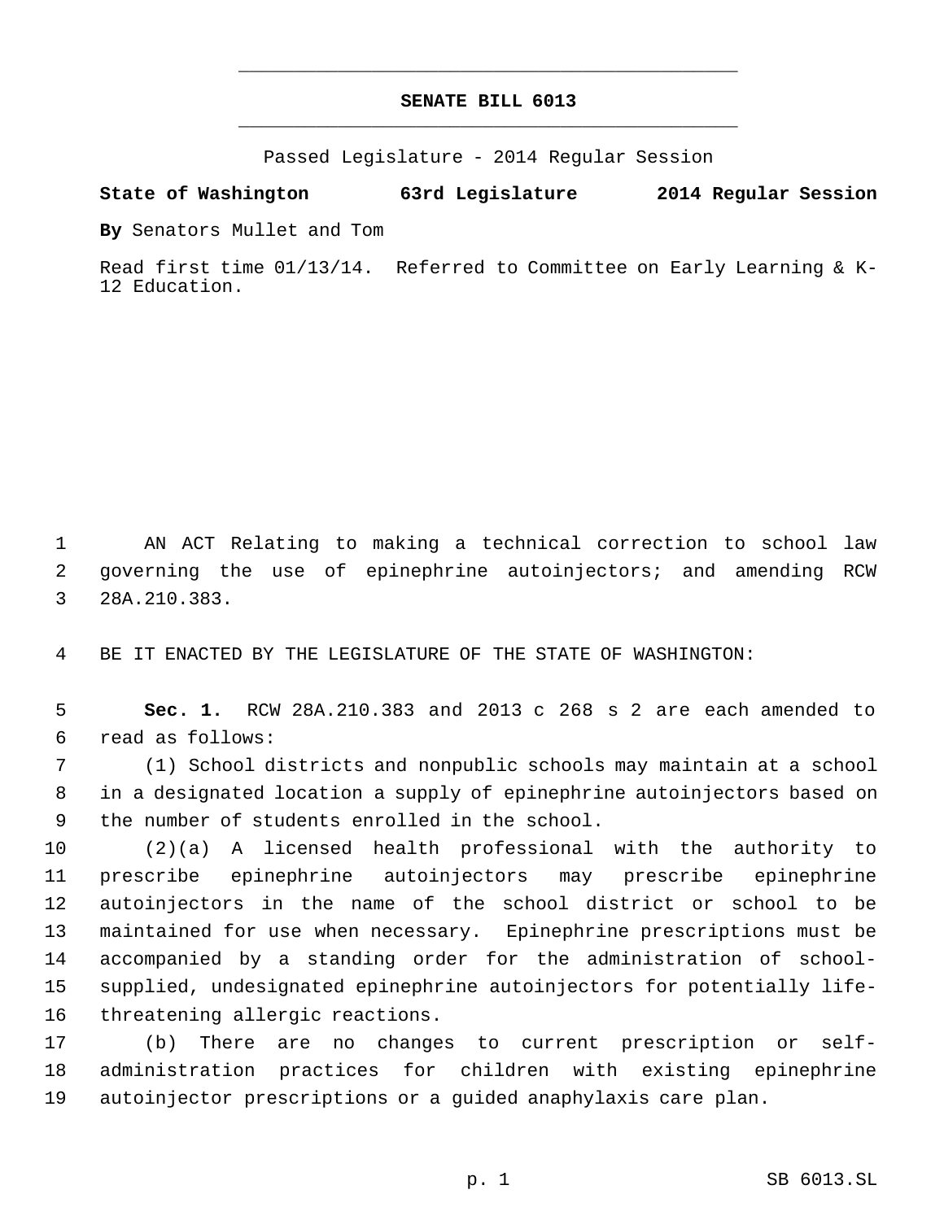# SENATE BILL 6013

Passed Legislature - 2014 Regular Session

**State of Washington 63rd Legislature 2014 Regular Session**

**By** Senators Mullet and Tom

Read first time 01/13/14. Referred to Committee on Early Learning & K-12 Education.

AN ACT Relating to making a technical correction to school law governing the use of epinephrine autoinjectors; and amending RCW 28A.210.383.

BE IT ENACTED BY THE LEGISLATURE OF THE STATE OF WASHINGTON:

**Sec. 1.** RCW 28A.210.383 and 2013 c 268 s 2 are each amended to read as follows:

(1) School districts and nonpublic schools may maintain at a school in a designated location a supply of epinephrine autoinjectors based on the number of students enrolled in the school.

(2)(a) A licensed health professional with the authority to prescribe epinephrine autoinjectors may prescribe epinephrine autoinjectors in the name of the school district or school to be maintained for use when necessary. Epinephrine prescriptions must be accompanied by a standing order for the administration of school-supplied, undesignated epinephrine autoinjectors for potentially life-threatening allergic reactions.

(b) There are no changes to current prescription or self-administration practices for children with existing epinephrine autoinjector prescriptions or a guided anaphylaxis care plan.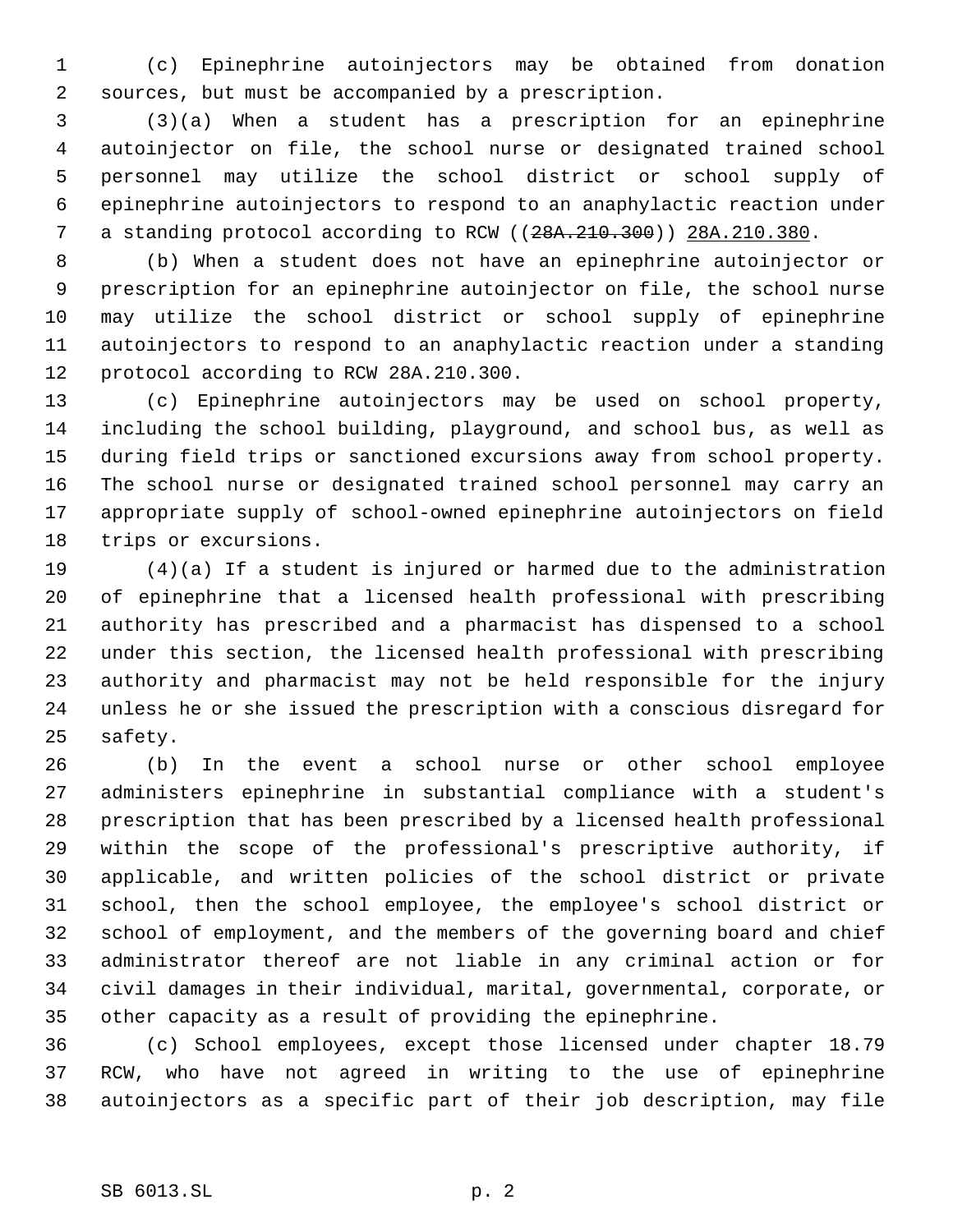(c) Epinephrine autoinjectors may be obtained from donation sources, but must be accompanied by a prescription.

(3)(a) When a student has a prescription for an epinephrine autoinjector on file, the school nurse or designated trained school personnel may utilize the school district or school supply of epinephrine autoinjectors to respond to an anaphylactic reaction under a standing protocol according to RCW ((~~28A.210.300~~)) <u>28A.210.380</u>.

(b) When a student does not have an epinephrine autoinjector or prescription for an epinephrine autoinjector on file, the school nurse may utilize the school district or school supply of epinephrine autoinjectors to respond to an anaphylactic reaction under a standing protocol according to RCW 28A.210.300.

(c) Epinephrine autoinjectors may be used on school property, including the school building, playground, and school bus, as well as during field trips or sanctioned excursions away from school property. The school nurse or designated trained school personnel may carry an appropriate supply of school-owned epinephrine autoinjectors on field trips or excursions.

(4)(a) If a student is injured or harmed due to the administration of epinephrine that a licensed health professional with prescribing authority has prescribed and a pharmacist has dispensed to a school under this section, the licensed health professional with prescribing authority and pharmacist may not be held responsible for the injury unless he or she issued the prescription with a conscious disregard for safety.

(b) In the event a school nurse or other school employee administers epinephrine in substantial compliance with a student's prescription that has been prescribed by a licensed health professional within the scope of the professional's prescriptive authority, if applicable, and written policies of the school district or private school, then the school employee, the employee's school district or school of employment, and the members of the governing board and chief administrator thereof are not liable in any criminal action or for civil damages in their individual, marital, governmental, corporate, or other capacity as a result of providing the epinephrine.

(c) School employees, except those licensed under chapter 18.79 RCW, who have not agreed in writing to the use of epinephrine autoinjectors as a specific part of their job description, may file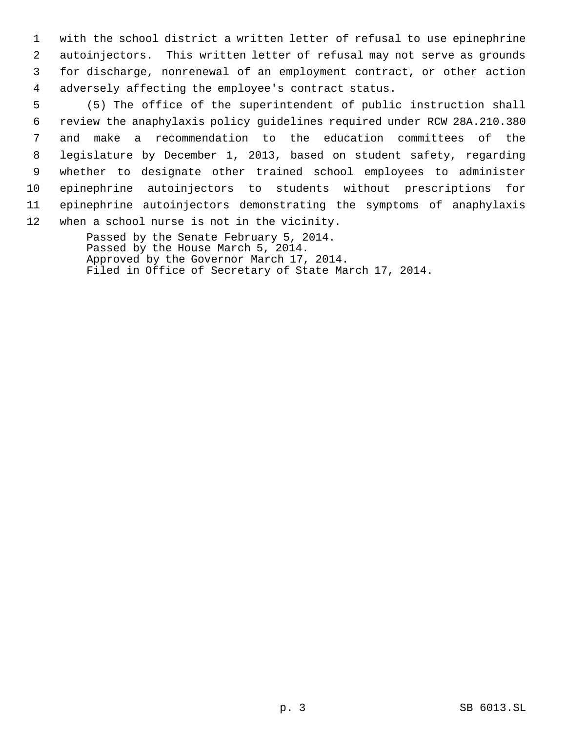with the school district a written letter of refusal to use epinephrine autoinjectors. This written letter of refusal may not serve as grounds for discharge, nonrenewal of an employment contract, or other action adversely affecting the employee's contract status.

(5) The office of the superintendent of public instruction shall review the anaphylaxis policy guidelines required under RCW 28A.210.380 and make a recommendation to the education committees of the legislature by December 1, 2013, based on student safety, regarding whether to designate other trained school employees to administer epinephrine autoinjectors to students without prescriptions for epinephrine autoinjectors demonstrating the symptoms of anaphylaxis when a school nurse is not in the vicinity.

Passed by the Senate February 5, 2014.
Passed by the House March 5, 2014.
Approved by the Governor March 17, 2014.
Filed in Office of Secretary of State March 17, 2014.